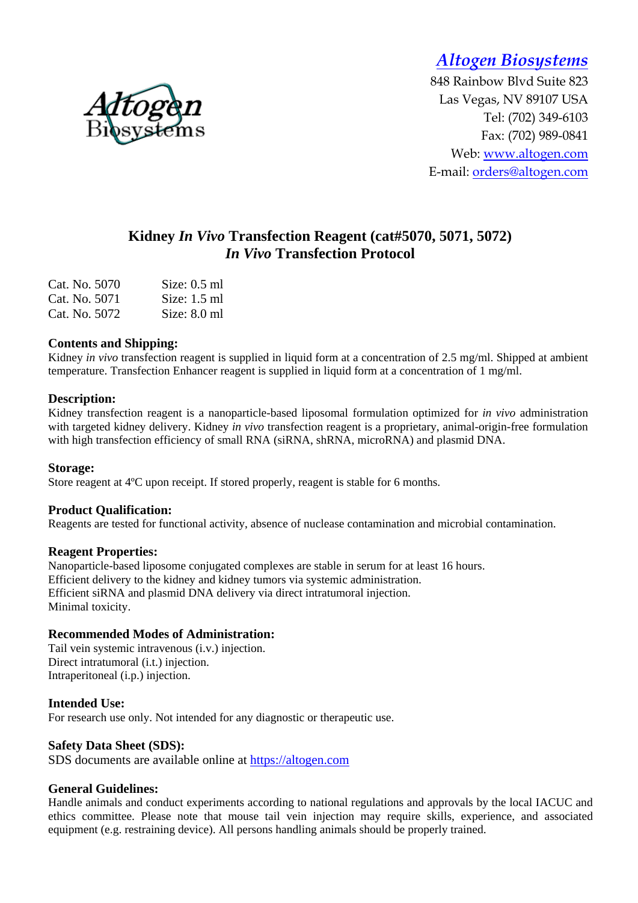*Altogen Biosystems*

848 Rainbow Blvd Suite 823
Las Vegas, NV 89107 USA
Tel: (702) 349-6103
Fax: (702) 989-0841
Web: www.altogen.com
E-mail: orders@altogen.com

# Kidney *In Vivo* Transfection Reagent (cat#5070, 5071, 5072)
# *In Vivo* Transfection Protocol

| | |
|---|---|
| Cat. No. 5070 | Size: 0.5 ml |
| Cat. No. 5071 | Size: 1.5 ml |
| Cat. No. 5072 | Size: 8.0 ml |

### Contents and Shipping:

Kidney *in vivo* transfection reagent is supplied in liquid form at a concentration of 2.5 mg/ml. Shipped at ambient temperature. Transfection Enhancer reagent is supplied in liquid form at a concentration of 1 mg/ml.

### Description:

Kidney transfection reagent is a nanoparticle-based liposomal formulation optimized for *in vivo* administration with targeted kidney delivery. Kidney *in vivo* transfection reagent is a proprietary, animal-origin-free formulation with high transfection efficiency of small RNA (siRNA, shRNA, microRNA) and plasmid DNA.

### Storage:

Store reagent at 4ºC upon receipt. If stored properly, reagent is stable for 6 months.

### Product Qualification:

Reagents are tested for functional activity, absence of nuclease contamination and microbial contamination.

### Reagent Properties:

Nanoparticle-based liposome conjugated complexes are stable in serum for at least 16 hours.
Efficient delivery to the kidney and kidney tumors via systemic administration.
Efficient siRNA and plasmid DNA delivery via direct intratumoral injection.
Minimal toxicity.

### Recommended Modes of Administration:

Tail vein systemic intravenous (i.v.) injection.
Direct intratumoral (i.t.) injection.
Intraperitoneal (i.p.) injection.

### Intended Use:

For research use only. Not intended for any diagnostic or therapeutic use.

### Safety Data Sheet (SDS):

SDS documents are available online at https://altogen.com

### General Guidelines:

Handle animals and conduct experiments according to national regulations and approvals by the local IACUC and ethics committee. Please note that mouse tail vein injection may require skills, experience, and associated equipment (e.g. restraining device). All persons handling animals should be properly trained.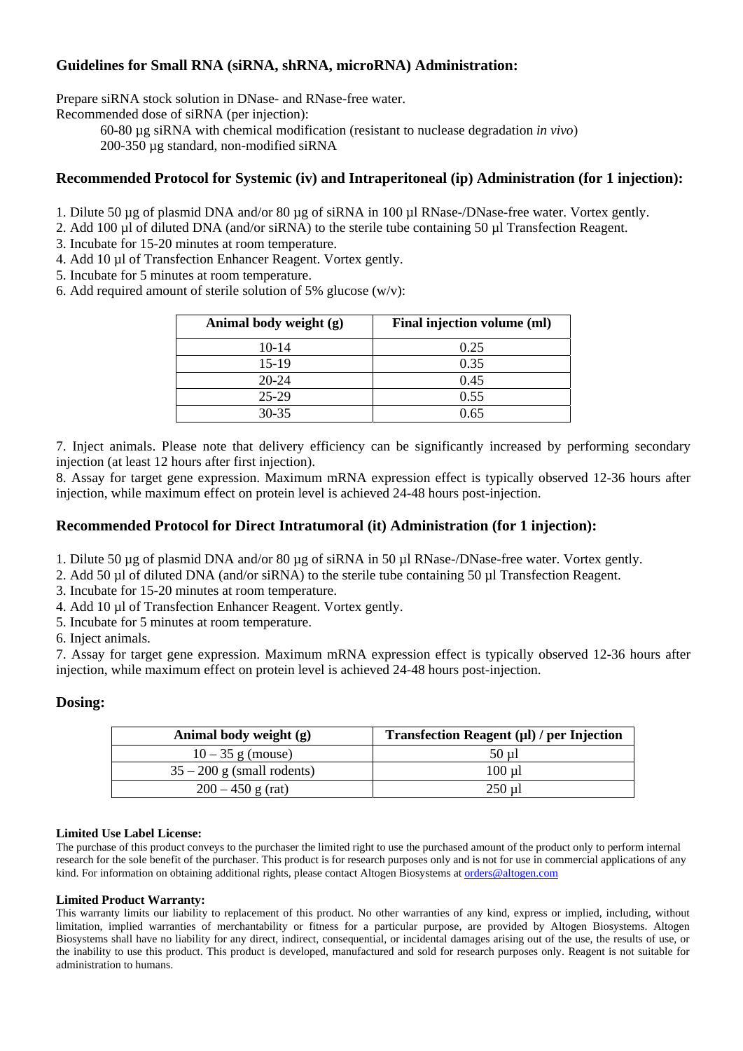## Guidelines for Small RNA (siRNA, shRNA, microRNA) Administration:

Prepare siRNA stock solution in DNase- and RNase-free water.
Recommended dose of siRNA (per injection):

60-80 µg siRNA with chemical modification (resistant to nuclease degradation *in vivo*)
200-350 µg standard, non-modified siRNA

## Recommended Protocol for Systemic (iv) and Intraperitoneal (ip) Administration (for 1 injection):

1. Dilute 50 µg of plasmid DNA and/or 80 µg of siRNA in 100 µl RNase-/DNase-free water. Vortex gently.
2. Add 100 µl of diluted DNA (and/or siRNA) to the sterile tube containing 50 µl Transfection Reagent.
3. Incubate for 15-20 minutes at room temperature.
4. Add 10 µl of Transfection Enhancer Reagent. Vortex gently.
5. Incubate for 5 minutes at room temperature.
6. Add required amount of sterile solution of 5% glucose (w/v):

| Animal body weight (g) | Final injection volume (ml) |
|---|---|
| 10-14 | 0.25 |
| 15-19 | 0.35 |
| 20-24 | 0.45 |
| 25-29 | 0.55 |
| 30-35 | 0.65 |

7. Inject animals. Please note that delivery efficiency can be significantly increased by performing secondary injection (at least 12 hours after first injection).
8. Assay for target gene expression. Maximum mRNA expression effect is typically observed 12-36 hours after injection, while maximum effect on protein level is achieved 24-48 hours post-injection.

## Recommended Protocol for Direct Intratumoral (it) Administration (for 1 injection):

1. Dilute 50 µg of plasmid DNA and/or 80 µg of siRNA in 50 µl RNase-/DNase-free water. Vortex gently.
2. Add 50 µl of diluted DNA (and/or siRNA) to the sterile tube containing 50 µl Transfection Reagent.
3. Incubate for 15-20 minutes at room temperature.
4. Add 10 µl of Transfection Enhancer Reagent. Vortex gently.
5. Incubate for 5 minutes at room temperature.
6. Inject animals.
7. Assay for target gene expression. Maximum mRNA expression effect is typically observed 12-36 hours after injection, while maximum effect on protein level is achieved 24-48 hours post-injection.

## Dosing:

| Animal body weight (g) | Transfection Reagent (µl) / per Injection |
|---|---|
| 10 – 35 g (mouse) | 50 µl |
| 35 – 200 g (small rodents) | 100 µl |
| 200 – 450 g (rat) | 250 µl |

**Limited Use Label License:**
The purchase of this product conveys to the purchaser the limited right to use the purchased amount of the product only to perform internal research for the sole benefit of the purchaser. This product is for research purposes only and is not for use in commercial applications of any kind. For information on obtaining additional rights, please contact Altogen Biosystems at orders@altogen.com

**Limited Product Warranty:**
This warranty limits our liability to replacement of this product. No other warranties of any kind, express or implied, including, without limitation, implied warranties of merchantability or fitness for a particular purpose, are provided by Altogen Biosystems. Altogen Biosystems shall have no liability for any direct, indirect, consequential, or incidental damages arising out of the use, the results of use, or the inability to use this product. This product is developed, manufactured and sold for research purposes only. Reagent is not suitable for administration to humans.